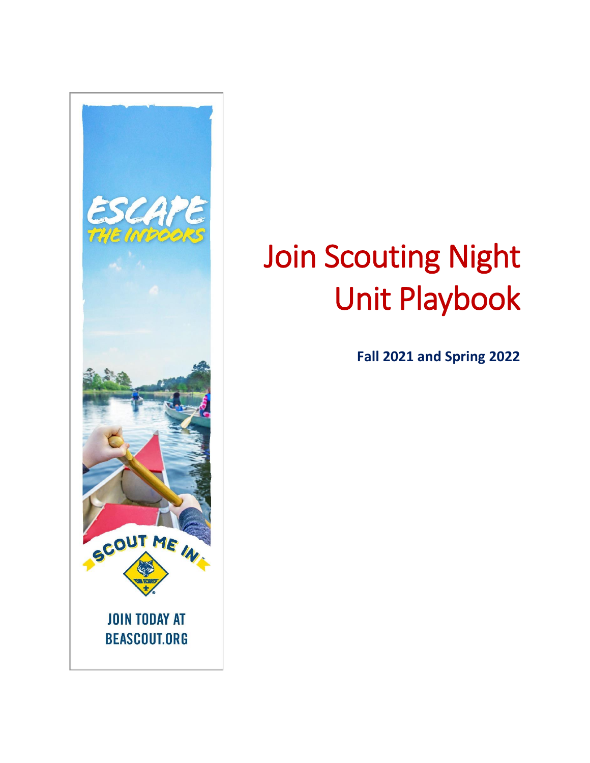# Join Scouting Night Unit Playbook

**Fall 2021 and Spring 2022**

ESCAPE THE INDOORS

SCOUT ME IN

JOIN TODAY AT BEASCOUT.ORG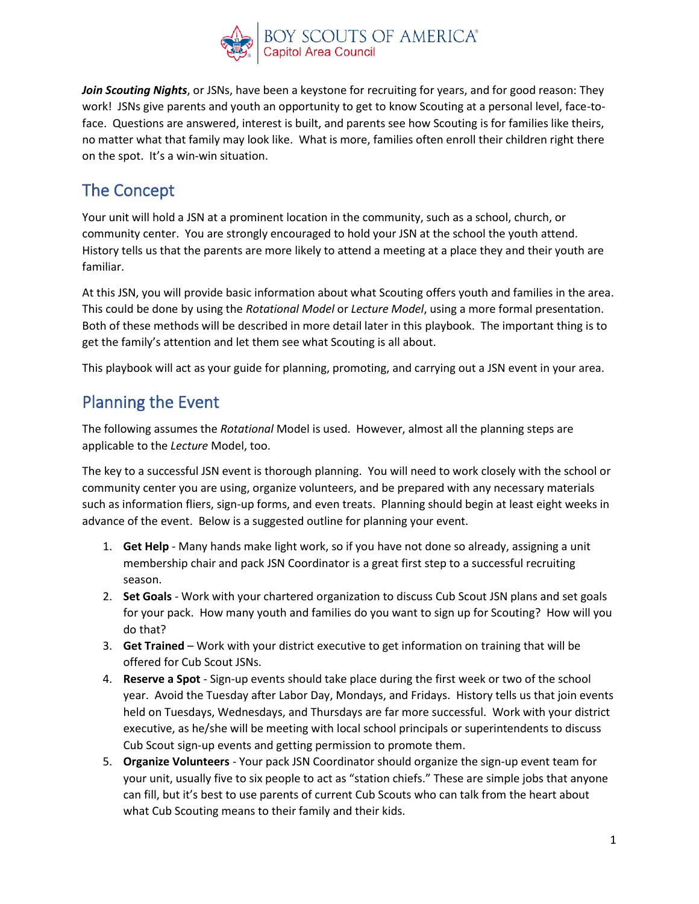***Join Scouting Nights***, or JSNs, have been a keystone for recruiting for years, and for good reason: They work! JSNs give parents and youth an opportunity to get to know Scouting at a personal level, face-to-face. Questions are answered, interest is built, and parents see how Scouting is for families like theirs, no matter what that family may look like. What is more, families often enroll their children right there on the spot. It's a win-win situation.

## The Concept

Your unit will hold a JSN at a prominent location in the community, such as a school, church, or community center. You are strongly encouraged to hold your JSN at the school the youth attend. History tells us that the parents are more likely to attend a meeting at a place they and their youth are familiar.

At this JSN, you will provide basic information about what Scouting offers youth and families in the area. This could be done by using the *Rotational Model* or *Lecture Model*, using a more formal presentation. Both of these methods will be described in more detail later in this playbook. The important thing is to get the family's attention and let them see what Scouting is all about.

This playbook will act as your guide for planning, promoting, and carrying out a JSN event in your area.

## Planning the Event

The following assumes the *Rotational* Model is used. However, almost all the planning steps are applicable to the *Lecture* Model, too.

The key to a successful JSN event is thorough planning. You will need to work closely with the school or community center you are using, organize volunteers, and be prepared with any necessary materials such as information fliers, sign-up forms, and even treats. Planning should begin at least eight weeks in advance of the event. Below is a suggested outline for planning your event.

1. **Get Help** - Many hands make light work, so if you have not done so already, assigning a unit membership chair and pack JSN Coordinator is a great first step to a successful recruiting season.
2. **Set Goals** - Work with your chartered organization to discuss Cub Scout JSN plans and set goals for your pack. How many youth and families do you want to sign up for Scouting? How will you do that?
3. **Get Trained** – Work with your district executive to get information on training that will be offered for Cub Scout JSNs.
4. **Reserve a Spot** - Sign-up events should take place during the first week or two of the school year. Avoid the Tuesday after Labor Day, Mondays, and Fridays. History tells us that join events held on Tuesdays, Wednesdays, and Thursdays are far more successful. Work with your district executive, as he/she will be meeting with local school principals or superintendents to discuss Cub Scout sign-up events and getting permission to promote them.
5. **Organize Volunteers** - Your pack JSN Coordinator should organize the sign-up event team for your unit, usually five to six people to act as "station chiefs." These are simple jobs that anyone can fill, but it's best to use parents of current Cub Scouts who can talk from the heart about what Cub Scouting means to their family and their kids.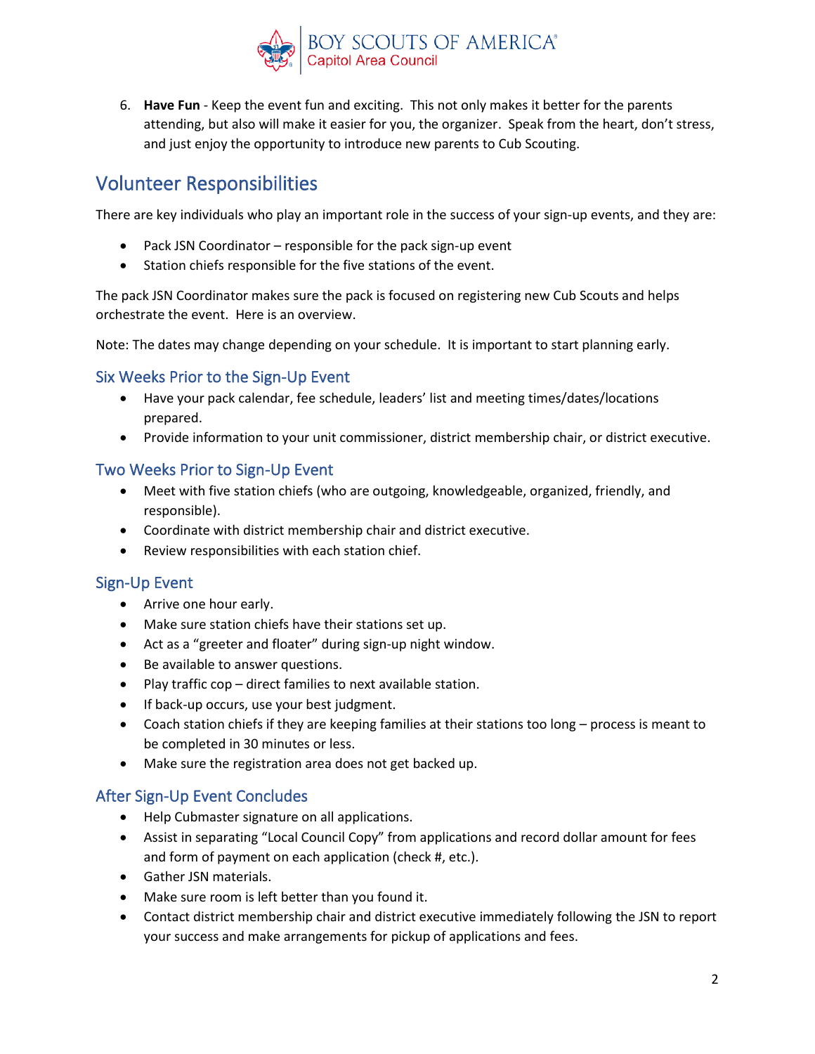6. **Have Fun** - Keep the event fun and exciting. This not only makes it better for the parents attending, but also will make it easier for you, the organizer. Speak from the heart, don't stress, and just enjoy the opportunity to introduce new parents to Cub Scouting.

## Volunteer Responsibilities

There are key individuals who play an important role in the success of your sign-up events, and they are:

- Pack JSN Coordinator – responsible for the pack sign-up event
- Station chiefs responsible for the five stations of the event.

The pack JSN Coordinator makes sure the pack is focused on registering new Cub Scouts and helps orchestrate the event. Here is an overview.

Note: The dates may change depending on your schedule. It is important to start planning early.

### Six Weeks Prior to the Sign-Up Event

- Have your pack calendar, fee schedule, leaders' list and meeting times/dates/locations prepared.
- Provide information to your unit commissioner, district membership chair, or district executive.

### Two Weeks Prior to Sign-Up Event

- Meet with five station chiefs (who are outgoing, knowledgeable, organized, friendly, and responsible).
- Coordinate with district membership chair and district executive.
- Review responsibilities with each station chief.

### Sign-Up Event

- Arrive one hour early.
- Make sure station chiefs have their stations set up.
- Act as a "greeter and floater" during sign-up night window.
- Be available to answer questions.
- Play traffic cop – direct families to next available station.
- If back-up occurs, use your best judgment.
- Coach station chiefs if they are keeping families at their stations too long – process is meant to be completed in 30 minutes or less.
- Make sure the registration area does not get backed up.

### After Sign-Up Event Concludes

- Help Cubmaster signature on all applications.
- Assist in separating "Local Council Copy" from applications and record dollar amount for fees and form of payment on each application (check #, etc.).
- Gather JSN materials.
- Make sure room is left better than you found it.
- Contact district membership chair and district executive immediately following the JSN to report your success and make arrangements for pickup of applications and fees.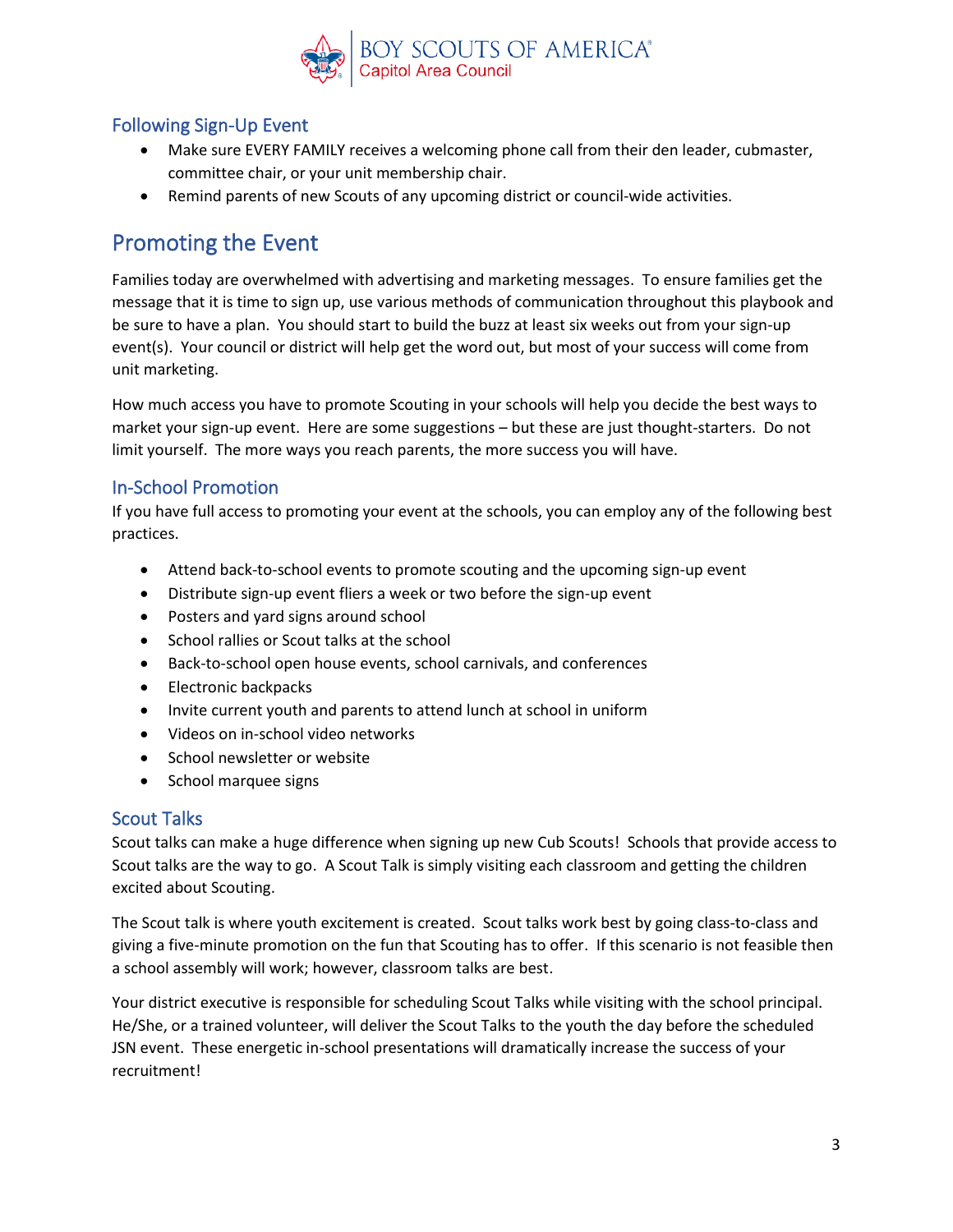### Following Sign-Up Event

- Make sure EVERY FAMILY receives a welcoming phone call from their den leader, cubmaster, committee chair, or your unit membership chair.
- Remind parents of new Scouts of any upcoming district or council-wide activities.

## Promoting the Event

Families today are overwhelmed with advertising and marketing messages. To ensure families get the message that it is time to sign up, use various methods of communication throughout this playbook and be sure to have a plan. You should start to build the buzz at least six weeks out from your sign-up event(s). Your council or district will help get the word out, but most of your success will come from unit marketing.

How much access you have to promote Scouting in your schools will help you decide the best ways to market your sign-up event. Here are some suggestions – but these are just thought-starters. Do not limit yourself. The more ways you reach parents, the more success you will have.

### In-School Promotion

If you have full access to promoting your event at the schools, you can employ any of the following best practices.

- Attend back-to-school events to promote scouting and the upcoming sign-up event
- Distribute sign-up event fliers a week or two before the sign-up event
- Posters and yard signs around school
- School rallies or Scout talks at the school
- Back-to-school open house events, school carnivals, and conferences
- Electronic backpacks
- Invite current youth and parents to attend lunch at school in uniform
- Videos on in-school video networks
- School newsletter or website
- School marquee signs

### Scout Talks

Scout talks can make a huge difference when signing up new Cub Scouts! Schools that provide access to Scout talks are the way to go. A Scout Talk is simply visiting each classroom and getting the children excited about Scouting.

The Scout talk is where youth excitement is created. Scout talks work best by going class-to-class and giving a five-minute promotion on the fun that Scouting has to offer. If this scenario is not feasible then a school assembly will work; however, classroom talks are best.

Your district executive is responsible for scheduling Scout Talks while visiting with the school principal. He/She, or a trained volunteer, will deliver the Scout Talks to the youth the day before the scheduled JSN event. These energetic in-school presentations will dramatically increase the success of your recruitment!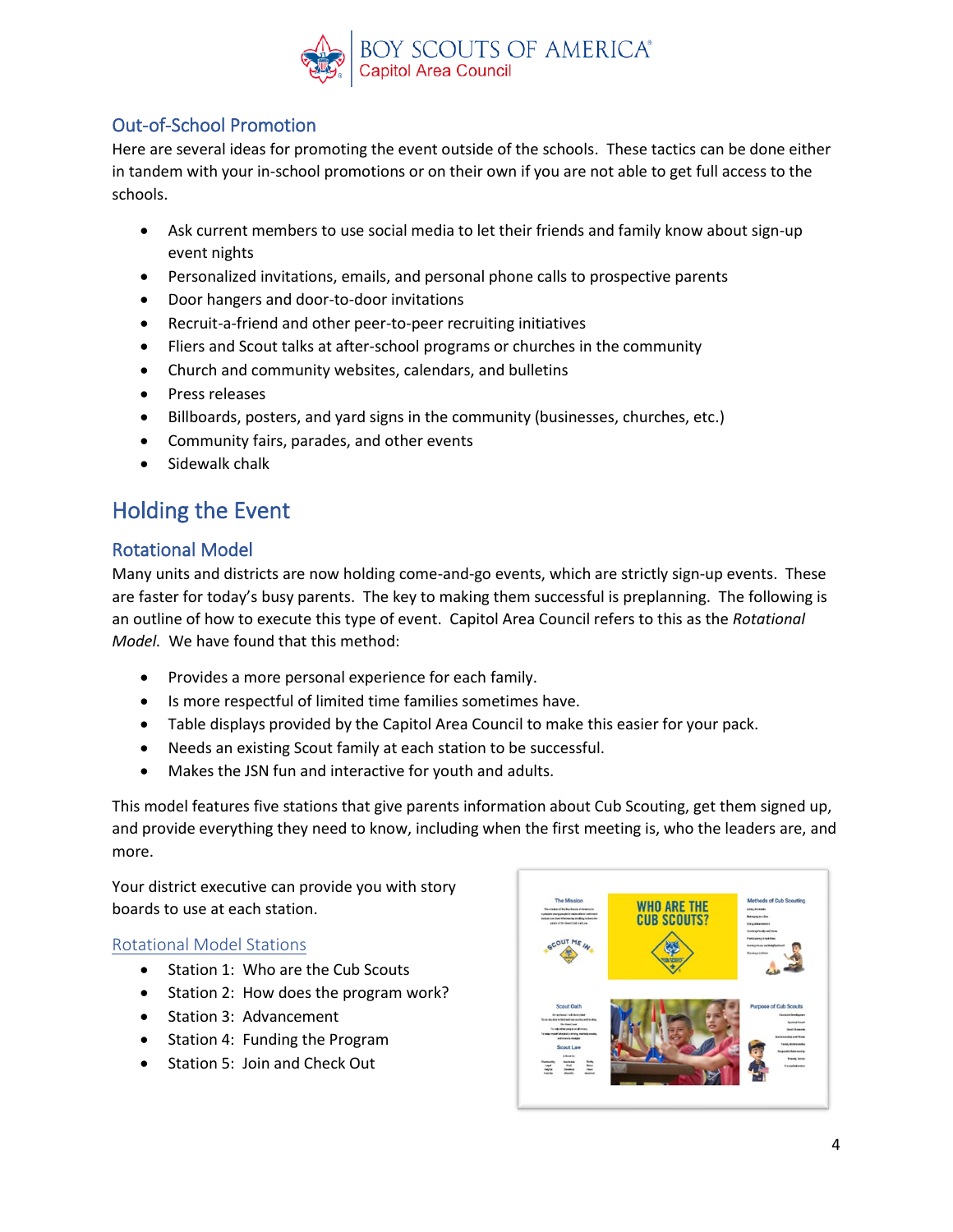## Out-of-School Promotion

Here are several ideas for promoting the event outside of the schools. These tactics can be done either in tandem with your in-school promotions or on their own if you are not able to get full access to the schools.

- Ask current members to use social media to let their friends and family know about sign-up event nights
- Personalized invitations, emails, and personal phone calls to prospective parents
- Door hangers and door-to-door invitations
- Recruit-a-friend and other peer-to-peer recruiting initiatives
- Fliers and Scout talks at after-school programs or churches in the community
- Church and community websites, calendars, and bulletins
- Press releases
- Billboards, posters, and yard signs in the community (businesses, churches, etc.)
- Community fairs, parades, and other events
- Sidewalk chalk

# Holding the Event

## Rotational Model

Many units and districts are now holding come-and-go events, which are strictly sign-up events. These are faster for today's busy parents. The key to making them successful is preplanning. The following is an outline of how to execute this type of event. Capitol Area Council refers to this as the *Rotational Model.* We have found that this method:

- Provides a more personal experience for each family.
- Is more respectful of limited time families sometimes have.
- Table displays provided by the Capitol Area Council to make this easier for your pack.
- Needs an existing Scout family at each station to be successful.
- Makes the JSN fun and interactive for youth and adults.

This model features five stations that give parents information about Cub Scouting, get them signed up, and provide everything they need to know, including when the first meeting is, who the leaders are, and more.

Your district executive can provide you with story boards to use at each station.

### Rotational Model Stations

- Station 1: Who are the Cub Scouts
- Station 2: How does the program work?
- Station 3: Advancement
- Station 4: Funding the Program
- Station 5: Join and Check Out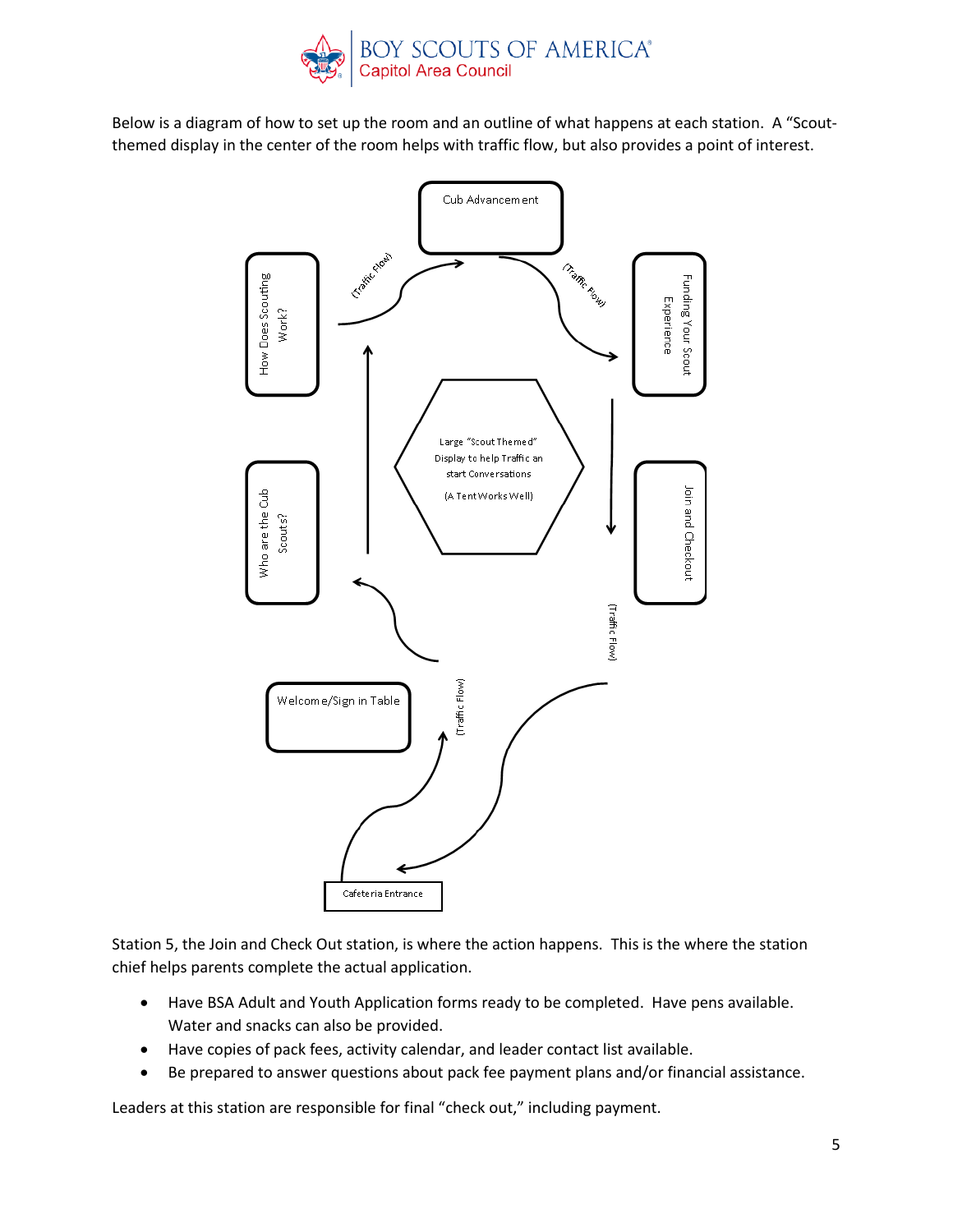Below is a diagram of how to set up the room and an outline of what happens at each station. A "Scout-themed display in the center of the room helps with traffic flow, but also provides a point of interest.

Cub Advancement

How Does Scouting Work?

Funding Your Scout Experience

Large "Scout Themed" Display to help Traffic an start Conversations

(A Tent Works Well)

Who are the Cub Scouts?

Join and Checkout

Welcome/Sign in Table

Cafeteria Entrance

(Traffic Flow)

Station 5, the Join and Check Out station, is where the action happens. This is the where the station chief helps parents complete the actual application.

- Have BSA Adult and Youth Application forms ready to be completed. Have pens available. Water and snacks can also be provided.
- Have copies of pack fees, activity calendar, and leader contact list available.
- Be prepared to answer questions about pack fee payment plans and/or financial assistance.

Leaders at this station are responsible for final "check out," including payment.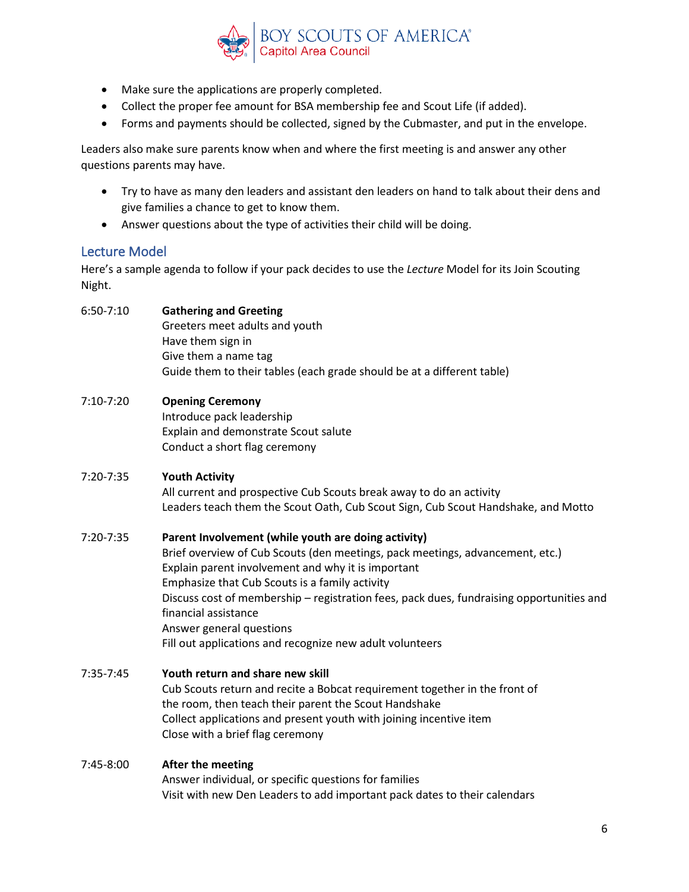- Make sure the applications are properly completed.
- Collect the proper fee amount for BSA membership fee and Scout Life (if added).
- Forms and payments should be collected, signed by the Cubmaster, and put in the envelope.

Leaders also make sure parents know when and where the first meeting is and answer any other questions parents may have.

- Try to have as many den leaders and assistant den leaders on hand to talk about their dens and give families a chance to get to know them.
- Answer questions about the type of activities their child will be doing.

## Lecture Model

Here's a sample agenda to follow if your pack decides to use the *Lecture* Model for its Join Scouting Night.

6:50-7:10 **Gathering and Greeting**
Greeters meet adults and youth
Have them sign in
Give them a name tag
Guide them to their tables (each grade should be at a different table)

7:10-7:20 **Opening Ceremony**
Introduce pack leadership
Explain and demonstrate Scout salute
Conduct a short flag ceremony

7:20-7:35 **Youth Activity**
All current and prospective Cub Scouts break away to do an activity
Leaders teach them the Scout Oath, Cub Scout Sign, Cub Scout Handshake, and Motto

7:20-7:35 **Parent Involvement (while youth are doing activity)**
Brief overview of Cub Scouts (den meetings, pack meetings, advancement, etc.)
Explain parent involvement and why it is important
Emphasize that Cub Scouts is a family activity
Discuss cost of membership – registration fees, pack dues, fundraising opportunities and financial assistance
Answer general questions
Fill out applications and recognize new adult volunteers

7:35-7:45 **Youth return and share new skill**
Cub Scouts return and recite a Bobcat requirement together in the front of the room, then teach their parent the Scout Handshake
Collect applications and present youth with joining incentive item
Close with a brief flag ceremony

7:45-8:00 **After the meeting**
Answer individual, or specific questions for families
Visit with new Den Leaders to add important pack dates to their calendars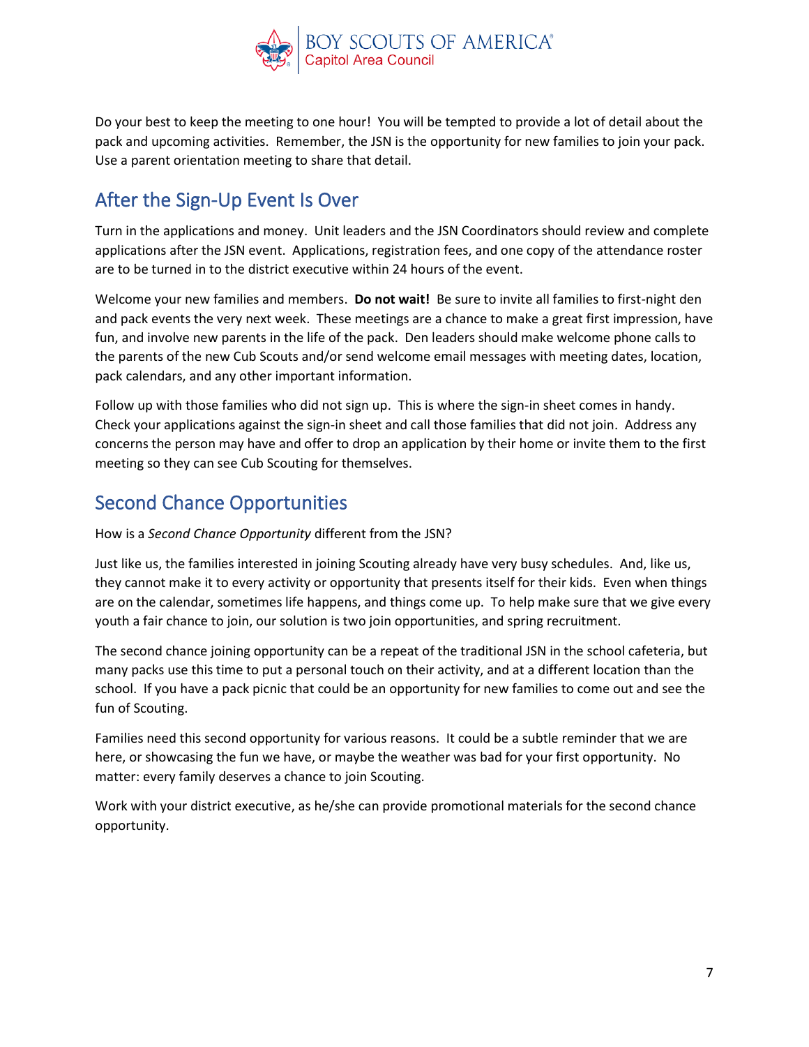Do your best to keep the meeting to one hour! You will be tempted to provide a lot of detail about the pack and upcoming activities. Remember, the JSN is the opportunity for new families to join your pack. Use a parent orientation meeting to share that detail.

## After the Sign-Up Event Is Over

Turn in the applications and money. Unit leaders and the JSN Coordinators should review and complete applications after the JSN event. Applications, registration fees, and one copy of the attendance roster are to be turned in to the district executive within 24 hours of the event.

Welcome your new families and members. **Do not wait!** Be sure to invite all families to first-night den and pack events the very next week. These meetings are a chance to make a great first impression, have fun, and involve new parents in the life of the pack. Den leaders should make welcome phone calls to the parents of the new Cub Scouts and/or send welcome email messages with meeting dates, location, pack calendars, and any other important information.

Follow up with those families who did not sign up. This is where the sign-in sheet comes in handy. Check your applications against the sign-in sheet and call those families that did not join. Address any concerns the person may have and offer to drop an application by their home or invite them to the first meeting so they can see Cub Scouting for themselves.

## Second Chance Opportunities

How is a *Second Chance Opportunity* different from the JSN?

Just like us, the families interested in joining Scouting already have very busy schedules. And, like us, they cannot make it to every activity or opportunity that presents itself for their kids. Even when things are on the calendar, sometimes life happens, and things come up. To help make sure that we give every youth a fair chance to join, our solution is two join opportunities, and spring recruitment.

The second chance joining opportunity can be a repeat of the traditional JSN in the school cafeteria, but many packs use this time to put a personal touch on their activity, and at a different location than the school. If you have a pack picnic that could be an opportunity for new families to come out and see the fun of Scouting.

Families need this second opportunity for various reasons. It could be a subtle reminder that we are here, or showcasing the fun we have, or maybe the weather was bad for your first opportunity. No matter: every family deserves a chance to join Scouting.

Work with your district executive, as he/she can provide promotional materials for the second chance opportunity.